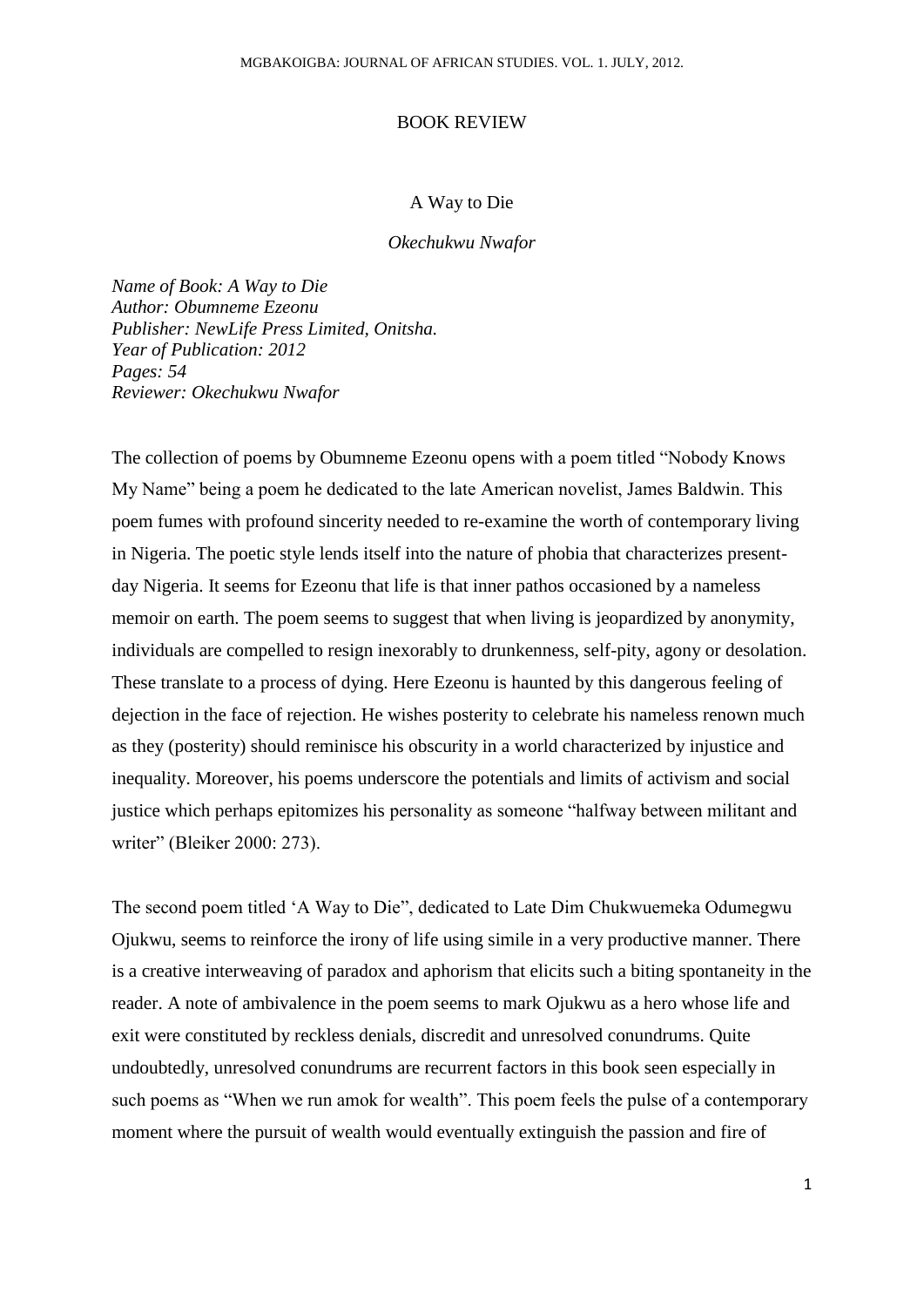# BOOK REVIEW

## A Way to Die

*Okechukwu Nwafor*

*Name of Book: A Way to Die*
*Author: Obumneme Ezeonu*
*Publisher: NewLife Press Limited, Onitsha.*
*Year of Publication: 2012*
*Pages: 54*
*Reviewer: Okechukwu Nwafor*

The collection of poems by Obumneme Ezeonu opens with a poem titled "Nobody Knows My Name" being a poem he dedicated to the late American novelist, James Baldwin. This poem fumes with profound sincerity needed to re-examine the worth of contemporary living in Nigeria. The poetic style lends itself into the nature of phobia that characterizes present-day Nigeria. It seems for Ezeonu that life is that inner pathos occasioned by a nameless memoir on earth. The poem seems to suggest that when living is jeopardized by anonymity, individuals are compelled to resign inexorably to drunkenness, self-pity, agony or desolation. These translate to a process of dying. Here Ezeonu is haunted by this dangerous feeling of dejection in the face of rejection. He wishes posterity to celebrate his nameless renown much as they (posterity) should reminisce his obscurity in a world characterized by injustice and inequality. Moreover, his poems underscore the potentials and limits of activism and social justice which perhaps epitomizes his personality as someone "halfway between militant and writer" (Bleiker 2000: 273).

The second poem titled 'A Way to Die", dedicated to Late Dim Chukwuemeka Odumegwu Ojukwu, seems to reinforce the irony of life using simile in a very productive manner. There is a creative interweaving of paradox and aphorism that elicits such a biting spontaneity in the reader. A note of ambivalence in the poem seems to mark Ojukwu as a hero whose life and exit were constituted by reckless denials, discredit and unresolved conundrums. Quite undoubtedly, unresolved conundrums are recurrent factors in this book seen especially in such poems as "When we run amok for wealth". This poem feels the pulse of a contemporary moment where the pursuit of wealth would eventually extinguish the passion and fire of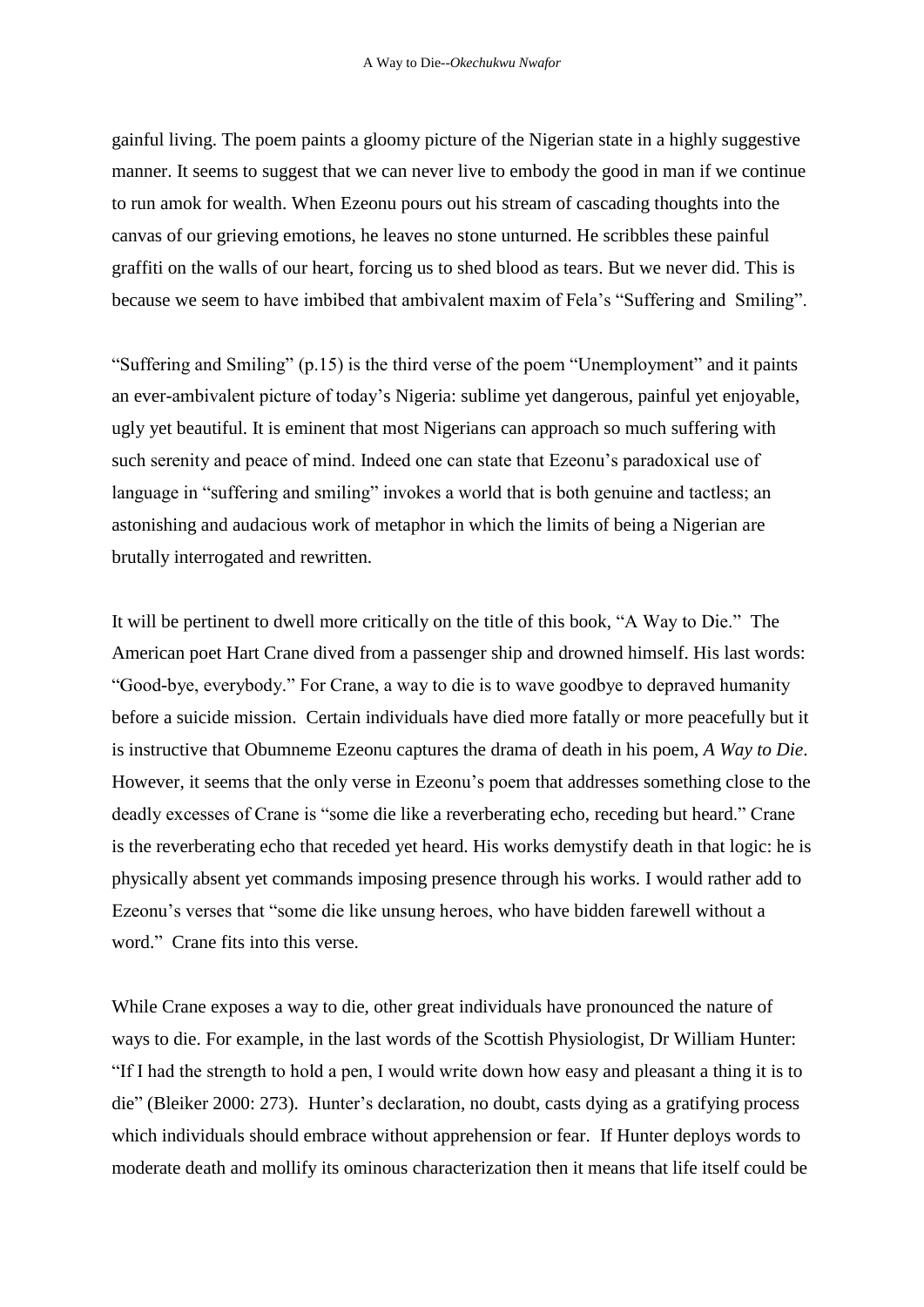gainful living. The poem paints a gloomy picture of the Nigerian state in a highly suggestive manner. It seems to suggest that we can never live to embody the good in man if we continue to run amok for wealth. When Ezeonu pours out his stream of cascading thoughts into the canvas of our grieving emotions, he leaves no stone unturned. He scribbles these painful graffiti on the walls of our heart, forcing us to shed blood as tears. But we never did. This is because we seem to have imbibed that ambivalent maxim of Fela's "Suffering and Smiling".

"Suffering and Smiling" (p.15) is the third verse of the poem "Unemployment" and it paints an ever-ambivalent picture of today's Nigeria: sublime yet dangerous, painful yet enjoyable, ugly yet beautiful. It is eminent that most Nigerians can approach so much suffering with such serenity and peace of mind. Indeed one can state that Ezeonu's paradoxical use of language in "suffering and smiling" invokes a world that is both genuine and tactless; an astonishing and audacious work of metaphor in which the limits of being a Nigerian are brutally interrogated and rewritten.

It will be pertinent to dwell more critically on the title of this book, "A Way to Die." The American poet Hart Crane dived from a passenger ship and drowned himself. His last words: "Good-bye, everybody." For Crane, a way to die is to wave goodbye to depraved humanity before a suicide mission. Certain individuals have died more fatally or more peacefully but it is instructive that Obumneme Ezeonu captures the drama of death in his poem, *A Way to Die*. However, it seems that the only verse in Ezeonu's poem that addresses something close to the deadly excesses of Crane is "some die like a reverberating echo, receding but heard." Crane is the reverberating echo that receded yet heard. His works demystify death in that logic: he is physically absent yet commands imposing presence through his works. I would rather add to Ezeonu's verses that "some die like unsung heroes, who have bidden farewell without a word." Crane fits into this verse.

While Crane exposes a way to die, other great individuals have pronounced the nature of ways to die. For example, in the last words of the Scottish Physiologist, Dr William Hunter: "If I had the strength to hold a pen, I would write down how easy and pleasant a thing it is to die" (Bleiker 2000: 273). Hunter's declaration, no doubt, casts dying as a gratifying process which individuals should embrace without apprehension or fear. If Hunter deploys words to moderate death and mollify its ominous characterization then it means that life itself could be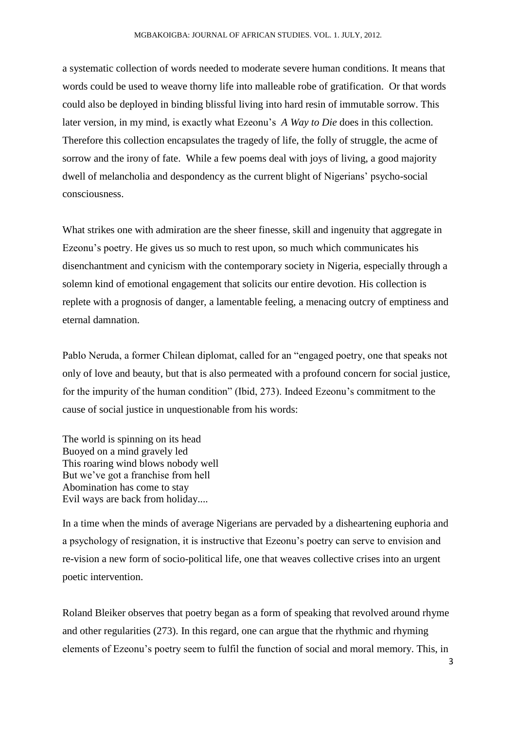a systematic collection of words needed to moderate severe human conditions. It means that words could be used to weave thorny life into malleable robe of gratification. Or that words could also be deployed in binding blissful living into hard resin of immutable sorrow. This later version, in my mind, is exactly what Ezeonu's *A Way to Die* does in this collection. Therefore this collection encapsulates the tragedy of life, the folly of struggle, the acme of sorrow and the irony of fate. While a few poems deal with joys of living, a good majority dwell of melancholia and despondency as the current blight of Nigerians' psycho-social consciousness.

What strikes one with admiration are the sheer finesse, skill and ingenuity that aggregate in Ezeonu's poetry. He gives us so much to rest upon, so much which communicates his disenchantment and cynicism with the contemporary society in Nigeria, especially through a solemn kind of emotional engagement that solicits our entire devotion. His collection is replete with a prognosis of danger, a lamentable feeling, a menacing outcry of emptiness and eternal damnation.

Pablo Neruda, a former Chilean diplomat, called for an "engaged poetry, one that speaks not only of love and beauty, but that is also permeated with a profound concern for social justice, for the impurity of the human condition" (Ibid, 273). Indeed Ezeonu's commitment to the cause of social justice in unquestionable from his words:

The world is spinning on its head  
Buoyed on a mind gravely led  
This roaring wind blows nobody well  
But we've got a franchise from hell  
Abomination has come to stay  
Evil ways are back from holiday....

In a time when the minds of average Nigerians are pervaded by a disheartening euphoria and a psychology of resignation, it is instructive that Ezeonu's poetry can serve to envision and re-vision a new form of socio-political life, one that weaves collective crises into an urgent poetic intervention.

Roland Bleiker observes that poetry began as a form of speaking that revolved around rhyme and other regularities (273). In this regard, one can argue that the rhythmic and rhyming elements of Ezeonu's poetry seem to fulfil the function of social and moral memory. This, in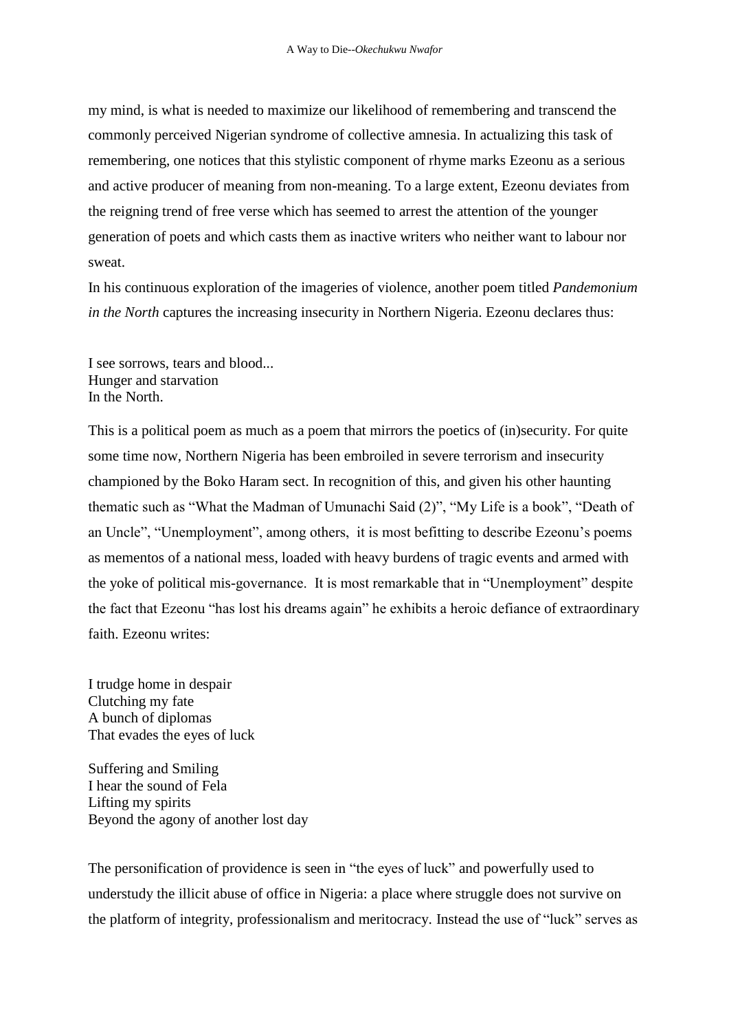my mind, is what is needed to maximize our likelihood of remembering and transcend the commonly perceived Nigerian syndrome of collective amnesia. In actualizing this task of remembering, one notices that this stylistic component of rhyme marks Ezeonu as a serious and active producer of meaning from non-meaning. To a large extent, Ezeonu deviates from the reigning trend of free verse which has seemed to arrest the attention of the younger generation of poets and which casts them as inactive writers who neither want to labour nor sweat.

In his continuous exploration of the imageries of violence, another poem titled *Pandemonium in the North* captures the increasing insecurity in Northern Nigeria. Ezeonu declares thus:

I see sorrows, tears and blood...
Hunger and starvation
In the North.

This is a political poem as much as a poem that mirrors the poetics of (in)security. For quite some time now, Northern Nigeria has been embroiled in severe terrorism and insecurity championed by the Boko Haram sect. In recognition of this, and given his other haunting thematic such as "What the Madman of Umunachi Said (2)", "My Life is a book", "Death of an Uncle", "Unemployment", among others, it is most befitting to describe Ezeonu's poems as mementos of a national mess, loaded with heavy burdens of tragic events and armed with the yoke of political mis-governance. It is most remarkable that in "Unemployment" despite the fact that Ezeonu "has lost his dreams again" he exhibits a heroic defiance of extraordinary faith. Ezeonu writes:

I trudge home in despair
Clutching my fate
A bunch of diplomas
That evades the eyes of luck

Suffering and Smiling
I hear the sound of Fela
Lifting my spirits
Beyond the agony of another lost day

The personification of providence is seen in "the eyes of luck" and powerfully used to understudy the illicit abuse of office in Nigeria: a place where struggle does not survive on the platform of integrity, professionalism and meritocracy. Instead the use of "luck" serves as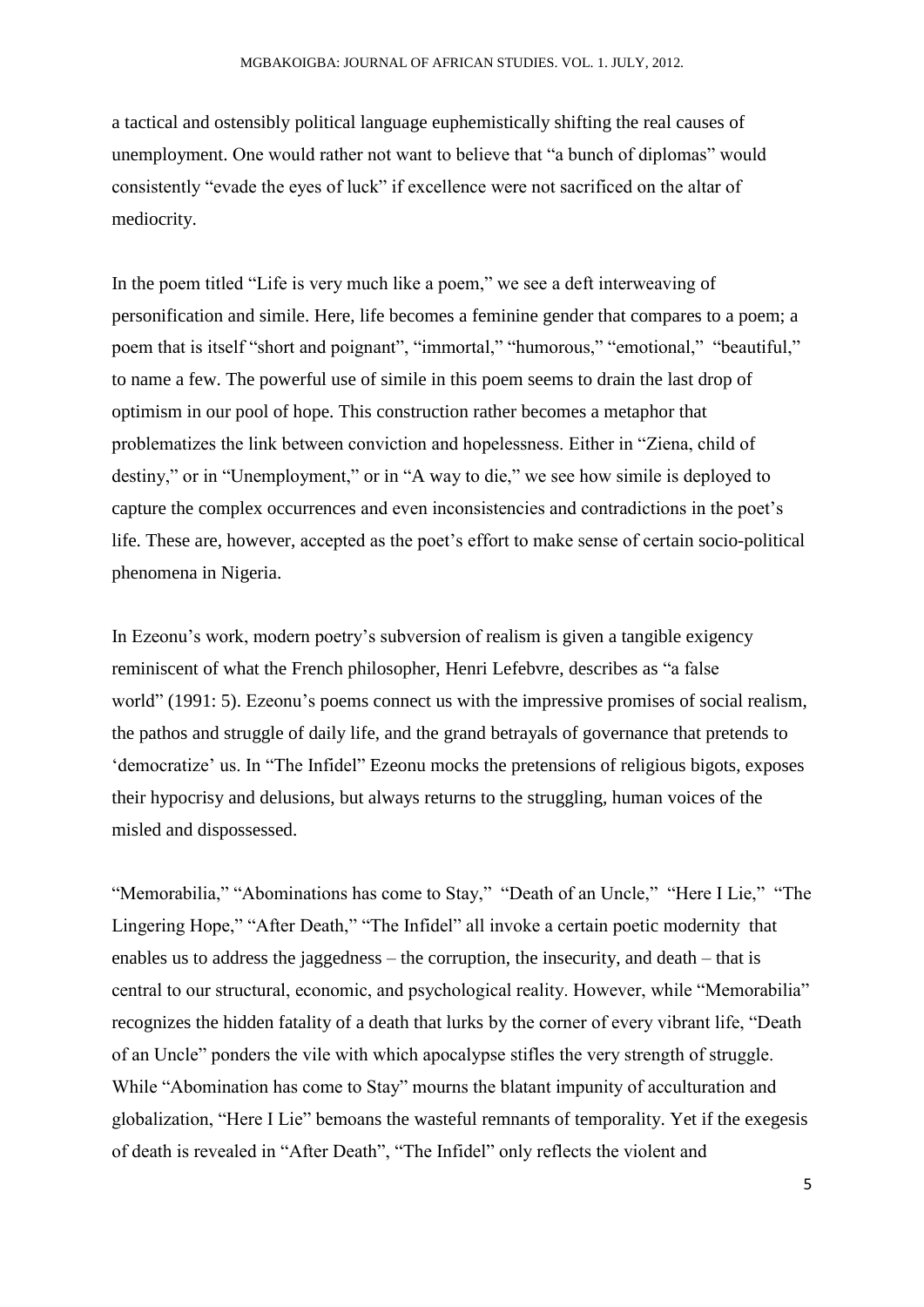a tactical and ostensibly political language euphemistically shifting the real causes of unemployment. One would rather not want to believe that "a bunch of diplomas" would consistently "evade the eyes of luck" if excellence were not sacrificed on the altar of mediocrity.

In the poem titled "Life is very much like a poem," we see a deft interweaving of personification and simile. Here, life becomes a feminine gender that compares to a poem; a poem that is itself "short and poignant", "immortal," "humorous," "emotional," "beautiful," to name a few. The powerful use of simile in this poem seems to drain the last drop of optimism in our pool of hope. This construction rather becomes a metaphor that problematizes the link between conviction and hopelessness. Either in "Ziena, child of destiny," or in "Unemployment," or in "A way to die," we see how simile is deployed to capture the complex occurrences and even inconsistencies and contradictions in the poet's life. These are, however, accepted as the poet's effort to make sense of certain socio-political phenomena in Nigeria.

In Ezeonu's work, modern poetry's subversion of realism is given a tangible exigency reminiscent of what the French philosopher, Henri Lefebvre, describes as "a false world" (1991: 5). Ezeonu's poems connect us with the impressive promises of social realism, the pathos and struggle of daily life, and the grand betrayals of governance that pretends to 'democratize' us. In "The Infidel" Ezeonu mocks the pretensions of religious bigots, exposes their hypocrisy and delusions, but always returns to the struggling, human voices of the misled and dispossessed.

"Memorabilia," "Abominations has come to Stay," "Death of an Uncle," "Here I Lie," "The Lingering Hope," "After Death," "The Infidel" all invoke a certain poetic modernity that enables us to address the jaggedness – the corruption, the insecurity, and death – that is central to our structural, economic, and psychological reality. However, while "Memorabilia" recognizes the hidden fatality of a death that lurks by the corner of every vibrant life, "Death of an Uncle" ponders the vile with which apocalypse stifles the very strength of struggle. While "Abomination has come to Stay" mourns the blatant impunity of acculturation and globalization, "Here I Lie" bemoans the wasteful remnants of temporality. Yet if the exegesis of death is revealed in "After Death", "The Infidel" only reflects the violent and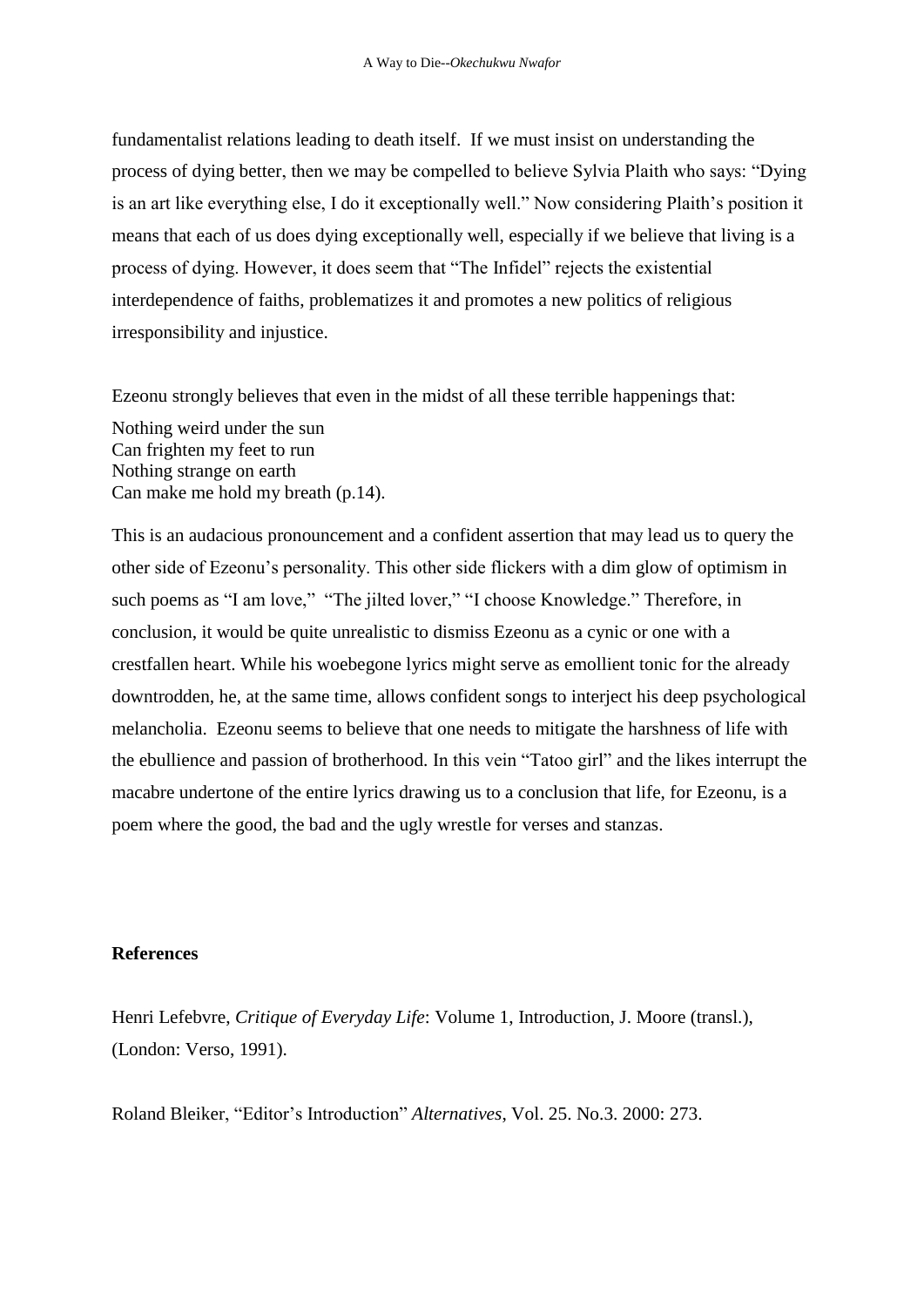fundamentalist relations leading to death itself. If we must insist on understanding the process of dying better, then we may be compelled to believe Sylvia Plaith who says: "Dying is an art like everything else, I do it exceptionally well." Now considering Plaith's position it means that each of us does dying exceptionally well, especially if we believe that living is a process of dying. However, it does seem that "The Infidel" rejects the existential interdependence of faiths, problematizes it and promotes a new politics of religious irresponsibility and injustice.

Ezeonu strongly believes that even in the midst of all these terrible happenings that:

Nothing weird under the sun  
Can frighten my feet to run  
Nothing strange on earth  
Can make me hold my breath (p.14).

This is an audacious pronouncement and a confident assertion that may lead us to query the other side of Ezeonu's personality. This other side flickers with a dim glow of optimism in such poems as "I am love," "The jilted lover," "I choose Knowledge." Therefore, in conclusion, it would be quite unrealistic to dismiss Ezeonu as a cynic or one with a crestfallen heart. While his woebegone lyrics might serve as emollient tonic for the already downtrodden, he, at the same time, allows confident songs to interject his deep psychological melancholia. Ezeonu seems to believe that one needs to mitigate the harshness of life with the ebullience and passion of brotherhood. In this vein "Tatoo girl" and the likes interrupt the macabre undertone of the entire lyrics drawing us to a conclusion that life, for Ezeonu, is a poem where the good, the bad and the ugly wrestle for verses and stanzas.

**References**

Henri Lefebvre, *Critique of Everyday Life*: Volume 1, Introduction, J. Moore (transl.), (London: Verso, 1991).

Roland Bleiker, "Editor's Introduction" *Alternatives*, Vol. 25. No.3. 2000: 273.